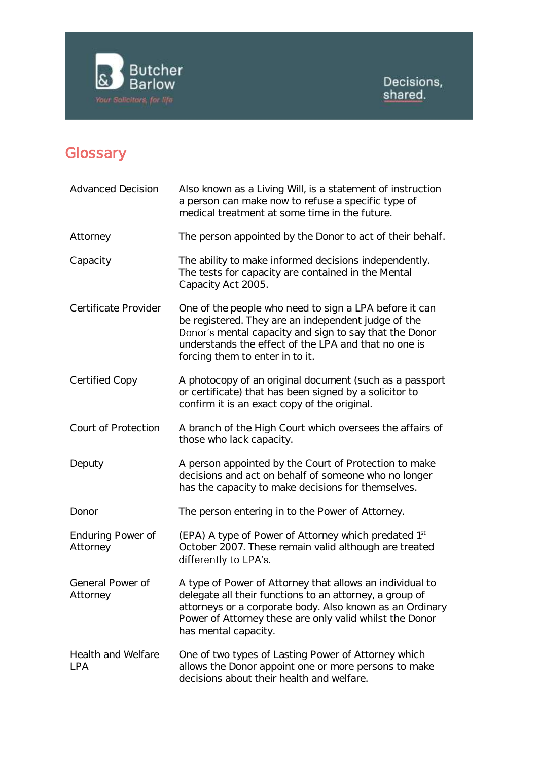Butcher Barlow

*Your Solicitors, for life*

Decisions, shared.

# Glossary

| | |
|---|---|
| Advanced Decision | Also known as a Living Will, is a statement of instruction a person can make now to refuse a specific type of medical treatment at some time in the future. |
| Attorney | The person appointed by the Donor to act of their behalf. |
| Capacity | The ability to make informed decisions independently. The tests for capacity are contained in the Mental Capacity Act 2005. |
| Certificate Provider | One of the people who need to sign a LPA before it can be registered. They are an independent judge of the Donor's mental capacity and sign to say that the Donor understands the effect of the LPA and that no one is forcing them to enter in to it. |
| Certified Copy | A photocopy of an original document (such as a passport or certificate) that has been signed by a solicitor to confirm it is an exact copy of the original. |
| Court of Protection | A branch of the High Court which oversees the affairs of those who lack capacity. |
| Deputy | A person appointed by the Court of Protection to make decisions and act on behalf of someone who no longer has the capacity to make decisions for themselves. |
| Donor | The person entering in to the Power of Attorney. |
| Enduring Power of Attorney | (EPA) A type of Power of Attorney which predated 1st October 2007. These remain valid although are treated differently to LPA's. |
| General Power of Attorney | A type of Power of Attorney that allows an individual to delegate all their functions to an attorney, a group of attorneys or a corporate body. Also known as an Ordinary Power of Attorney these are only valid whilst the Donor has mental capacity. |
| Health and Welfare LPA | One of two types of Lasting Power of Attorney which allows the Donor appoint one or more persons to make decisions about their health and welfare. |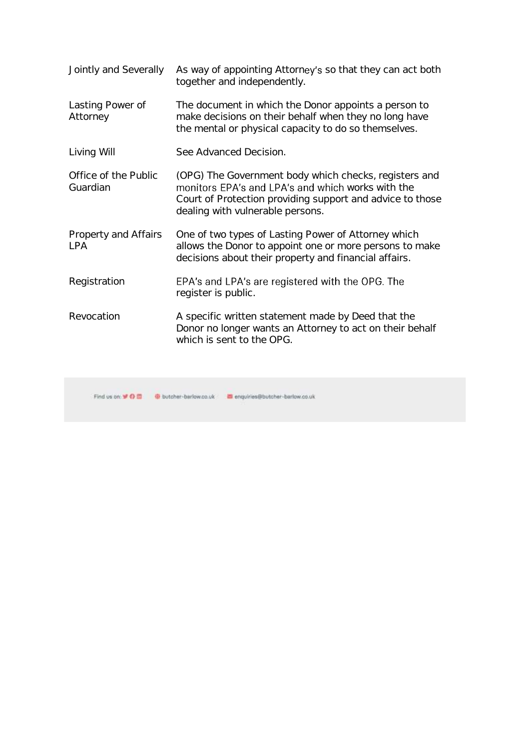| | |
|---|---|
| Jointly and Severally | As way of appointing Attorney's so that they can act both together and independently. |
| Lasting Power of Attorney | The document in which the Donor appoints a person to make decisions on their behalf when they no long have the mental or physical capacity to do so themselves. |
| Living Will | See Advanced Decision. |
| Office of the Public Guardian | (OPG) The Government body which checks, registers and monitors EPA's and LPA's and which works with the Court of Protection providing support and advice to those dealing with vulnerable persons. |
| Property and Affairs LPA | One of two types of Lasting Power of Attorney which allows the Donor to appoint one or more persons to make decisions about their property and financial affairs. |
| Registration | EPA's and LPA's are registered with the OPG. The register is public. |
| Revocation | A specific written statement made by Deed that the Donor no longer wants an Attorney to act on their behalf which is sent to the OPG. |

Find us on: butcher-barlow.co.uk enquiries@butcher-barlow.co.uk